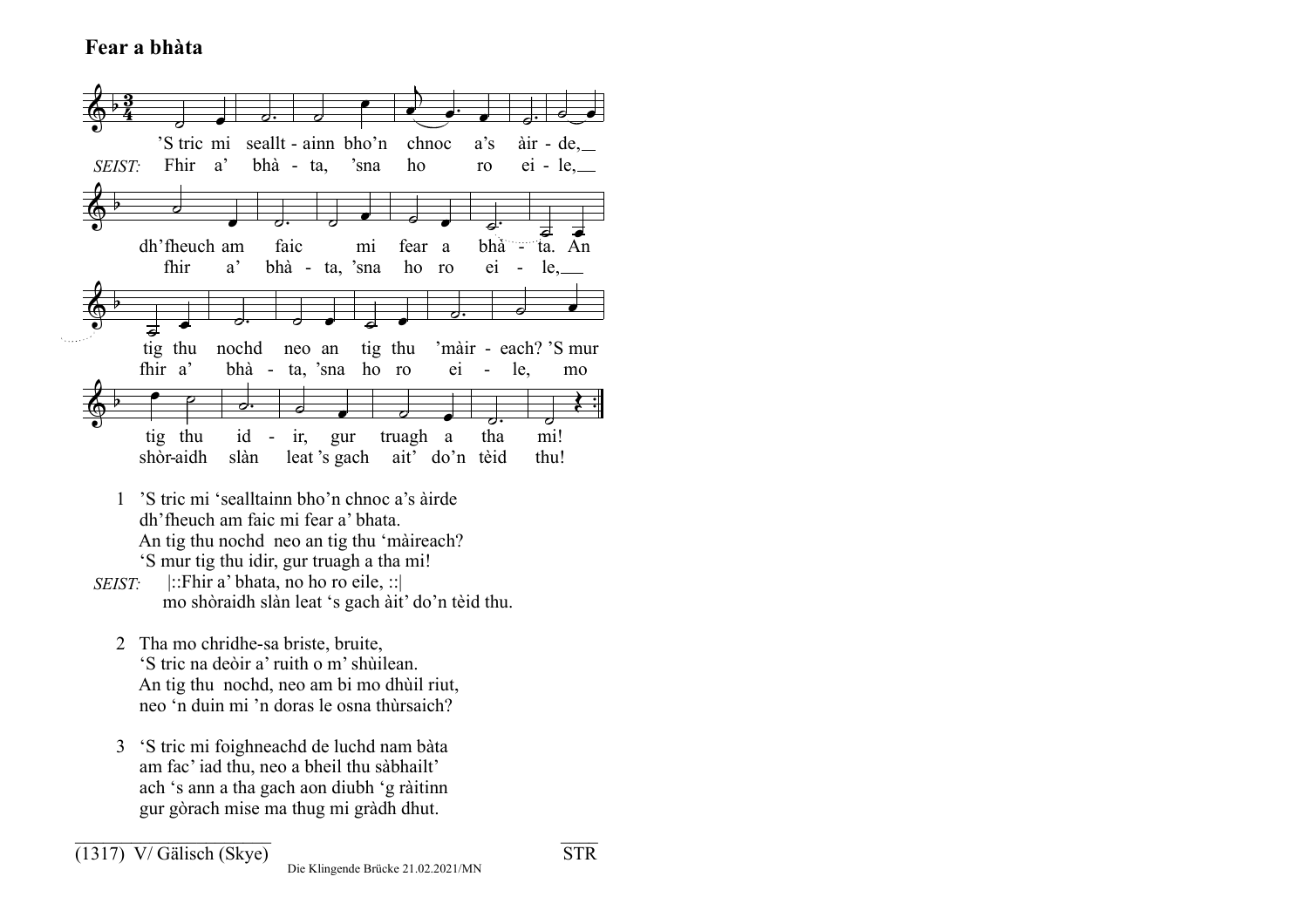## Fear a bhàta

'S tric mi seallt - ainn bho'n chnoc a's àir - de, dh'fheuch am faic mi fear a bhà - ta. An tig thu nochd neo an tig thu 'màir - each? 'S mur tig thu id - ir, gur truagh a tha mi!

*SEIST:* Fhir a' bhà - ta, 'sna ho ro ei - le, fhir a' bhà - ta, 'sna ho ro ei - le, fhir a' bhà - ta, 'sna ho ro ei - le, mo shòr-aidh slàn leat 's gach ait' do'n tèid thu!

1 'S tric mi 'sealltainn bho'n chnoc a's àirde
dh'fheuch am faic mi fear a' bhata.
An tig thu nochd neo an tig thu 'màireach?
'S mur tig thu idir, gur truagh a tha mi!

*SEIST:* |::Fhir a' bhata, no ho ro eile, ::|
mo shòraidh slàn leat 's gach àit' do'n tèid thu.

2 Tha mo chridhe-sa briste, bruite,
'S tric na deòir a' ruith o m' shùilean.
An tig thu nochd, neo am bi mo dhùil riut,
neo 'n duin mi 'n doras le osna thùrsaich?

3 'S tric mi foighneachd de luchd nam bàta
am fac' iad thu, neo a bheil thu sàbhailt'
ach 's ann a tha gach aon diubh 'g ràitinn
gur gòrach mise ma thug mi gràdh dhut.

(1317) V/ Gälisch (Skye)

STR

Die Klingende Brücke 21.02.2021/MN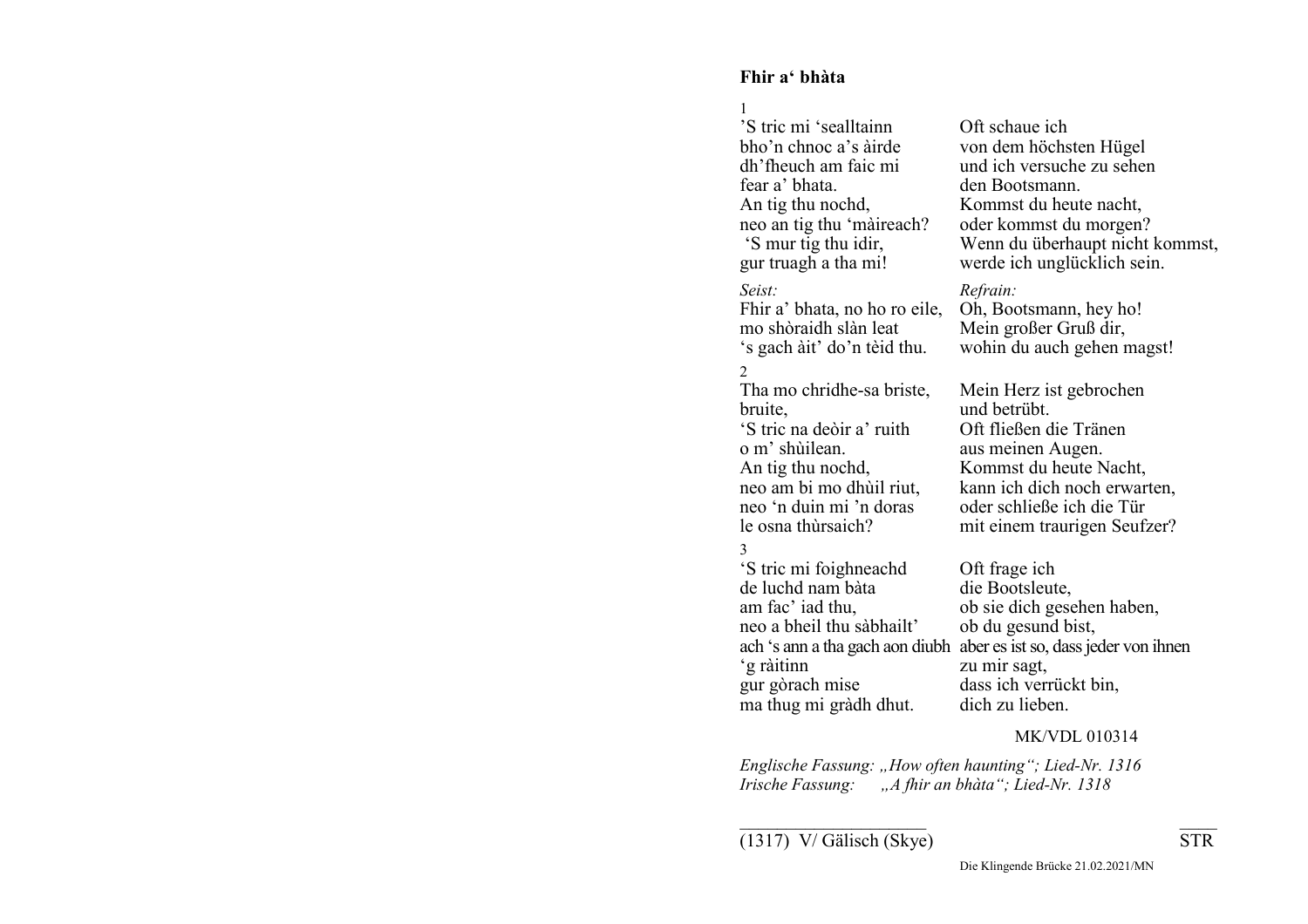**Fhir a‘ bhàta**

| | |
|---|---|
| 1 | |
| ’S tric mi ‘sealltainn | Oft schaue ich |
| bho’n chnoc a’s àirde | von dem höchsten Hügel |
| dh’fheuch am faic mi | und ich versuche zu sehen |
| fear a’ bhata. | den Bootsmann. |
| An tig thu nochd, | Kommst du heute nacht, |
| neo an tig thu ‘màireach? | oder kommst du morgen? |
| ‘S mur tig thu idir, | Wenn du überhaupt nicht kommst, |
| gur truagh a tha mi! | werde ich unglücklich sein. |
| *Seist:* | *Refrain:* |
| Fhir a’ bhata, no ho ro eile, | Oh, Bootsmann, hey ho! |
| mo shòraidh slàn leat | Mein großer Gruß dir, |
| ‘s gach àit’ do’n tèid thu. | wohin du auch gehen magst! |
| 2 | |
| Tha mo chridhe-sa briste, | Mein Herz ist gebrochen |
| bruite, | und betrübt. |
| ‘S tric na deòir a’ ruith | Oft fließen die Tränen |
| o m’ shùilean. | aus meinen Augen. |
| An tig thu nochd, | Kommst du heute Nacht, |
| neo am bi mo dhùil riut, | kann ich dich noch erwarten, |
| neo ‘n duin mi ’n doras | oder schließe ich die Tür |
| le osna thùrsaich? | mit einem traurigen Seufzer? |
| 3 | |
| ‘S tric mi foighneachd | Oft frage ich |
| de luchd nam bàta | die Bootsleute, |
| am fac’ iad thu, | ob sie dich gesehen haben, |
| neo a bheil thu sàbhailt’ | ob du gesund bist, |
| ach ‘s ann a tha gach aon diubh | aber es ist so, dass jeder von ihnen |
| ‘g ràitinn | zu mir sagt, |
| gur gòrach mise | dass ich verrückt bin, |
| ma thug mi gràdh dhut. | dich zu lieben. |

MK/VDL 010314

*Englische Fassung: „How often haunting“; Lied-Nr. 1316*
*Irische Fassung: „A fhir an bhàta“; Lied-Nr. 1318*

(1317) V/ Gälisch (Skye) STR

Die Klingende Brücke 21.02.2021/MN